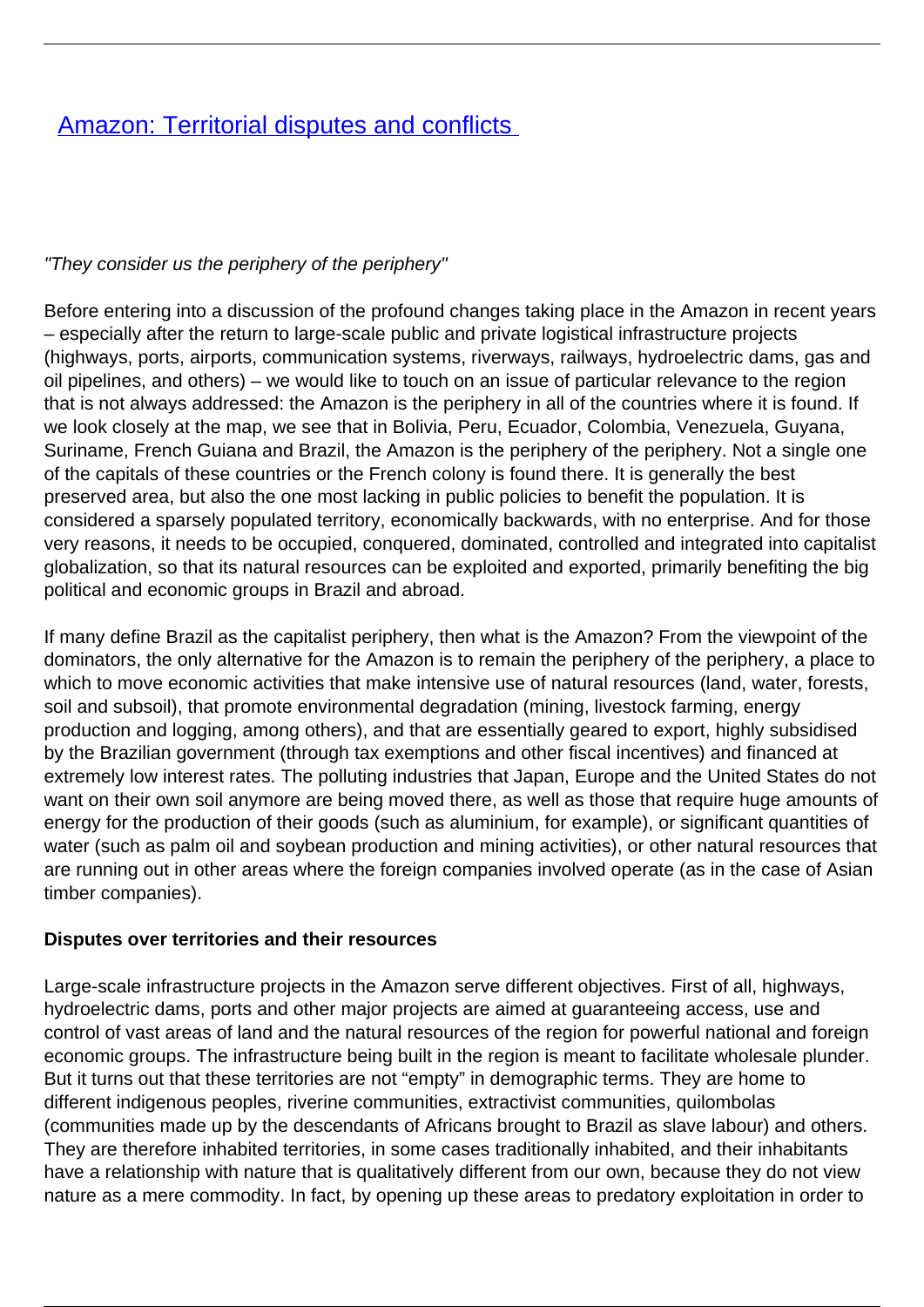# [Amazon: Territorial disputes and conflicts](#)

*"They consider us the periphery of the periphery"*

Before entering into a discussion of the profound changes taking place in the Amazon in recent years – especially after the return to large-scale public and private logistical infrastructure projects (highways, ports, airports, communication systems, riverways, railways, hydroelectric dams, gas and oil pipelines, and others) – we would like to touch on an issue of particular relevance to the region that is not always addressed: the Amazon is the periphery in all of the countries where it is found. If we look closely at the map, we see that in Bolivia, Peru, Ecuador, Colombia, Venezuela, Guyana, Suriname, French Guiana and Brazil, the Amazon is the periphery of the periphery. Not a single one of the capitals of these countries or the French colony is found there. It is generally the best preserved area, but also the one most lacking in public policies to benefit the population. It is considered a sparsely populated territory, economically backwards, with no enterprise. And for those very reasons, it needs to be occupied, conquered, dominated, controlled and integrated into capitalist globalization, so that its natural resources can be exploited and exported, primarily benefiting the big political and economic groups in Brazil and abroad.

If many define Brazil as the capitalist periphery, then what is the Amazon? From the viewpoint of the dominators, the only alternative for the Amazon is to remain the periphery of the periphery, a place to which to move economic activities that make intensive use of natural resources (land, water, forests, soil and subsoil), that promote environmental degradation (mining, livestock farming, energy production and logging, among others), and that are essentially geared to export, highly subsidised by the Brazilian government (through tax exemptions and other fiscal incentives) and financed at extremely low interest rates. The polluting industries that Japan, Europe and the United States do not want on their own soil anymore are being moved there, as well as those that require huge amounts of energy for the production of their goods (such as aluminium, for example), or significant quantities of water (such as palm oil and soybean production and mining activities), or other natural resources that are running out in other areas where the foreign companies involved operate (as in the case of Asian timber companies).

**Disputes over territories and their resources**

Large-scale infrastructure projects in the Amazon serve different objectives. First of all, highways, hydroelectric dams, ports and other major projects are aimed at guaranteeing access, use and control of vast areas of land and the natural resources of the region for powerful national and foreign economic groups. The infrastructure being built in the region is meant to facilitate wholesale plunder. But it turns out that these territories are not "empty" in demographic terms. They are home to different indigenous peoples, riverine communities, extractivist communities, quilombolas (communities made up by the descendants of Africans brought to Brazil as slave labour) and others. They are therefore inhabited territories, in some cases traditionally inhabited, and their inhabitants have a relationship with nature that is qualitatively different from our own, because they do not view nature as a mere commodity. In fact, by opening up these areas to predatory exploitation in order to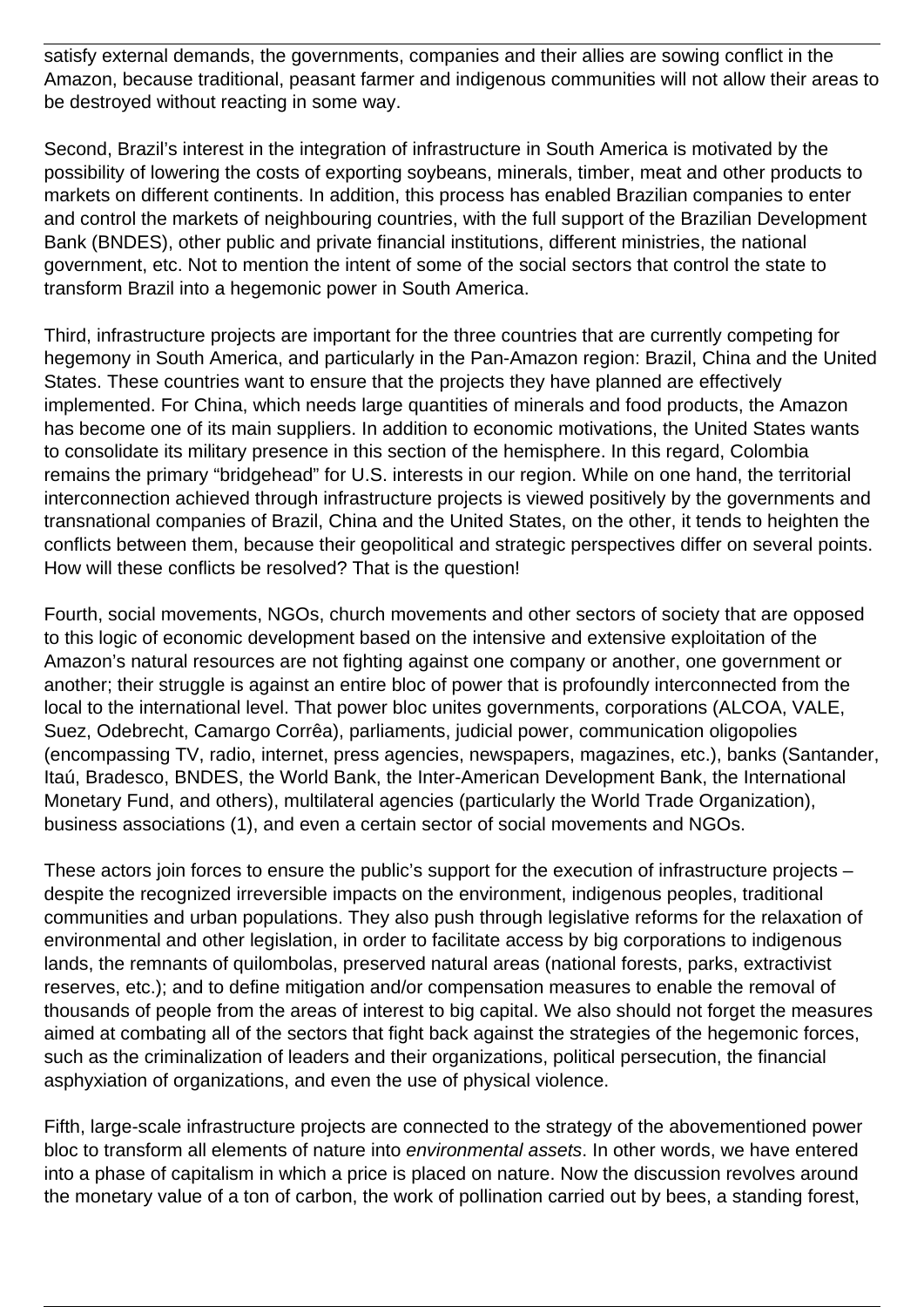satisfy external demands, the governments, companies and their allies are sowing conflict in the Amazon, because traditional, peasant farmer and indigenous communities will not allow their areas to be destroyed without reacting in some way.

Second, Brazil's interest in the integration of infrastructure in South America is motivated by the possibility of lowering the costs of exporting soybeans, minerals, timber, meat and other products to markets on different continents. In addition, this process has enabled Brazilian companies to enter and control the markets of neighbouring countries, with the full support of the Brazilian Development Bank (BNDES), other public and private financial institutions, different ministries, the national government, etc. Not to mention the intent of some of the social sectors that control the state to transform Brazil into a hegemonic power in South America.

Third, infrastructure projects are important for the three countries that are currently competing for hegemony in South America, and particularly in the Pan-Amazon region: Brazil, China and the United States. These countries want to ensure that the projects they have planned are effectively implemented. For China, which needs large quantities of minerals and food products, the Amazon has become one of its main suppliers. In addition to economic motivations, the United States wants to consolidate its military presence in this section of the hemisphere. In this regard, Colombia remains the primary "bridgehead" for U.S. interests in our region. While on one hand, the territorial interconnection achieved through infrastructure projects is viewed positively by the governments and transnational companies of Brazil, China and the United States, on the other, it tends to heighten the conflicts between them, because their geopolitical and strategic perspectives differ on several points. How will these conflicts be resolved? That is the question!

Fourth, social movements, NGOs, church movements and other sectors of society that are opposed to this logic of economic development based on the intensive and extensive exploitation of the Amazon's natural resources are not fighting against one company or another, one government or another; their struggle is against an entire bloc of power that is profoundly interconnected from the local to the international level. That power bloc unites governments, corporations (ALCOA, VALE, Suez, Odebrecht, Camargo Corrêa), parliaments, judicial power, communication oligopolies (encompassing TV, radio, internet, press agencies, newspapers, magazines, etc.), banks (Santander, Itaú, Bradesco, BNDES, the World Bank, the Inter-American Development Bank, the International Monetary Fund, and others), multilateral agencies (particularly the World Trade Organization), business associations (1), and even a certain sector of social movements and NGOs.

These actors join forces to ensure the public's support for the execution of infrastructure projects – despite the recognized irreversible impacts on the environment, indigenous peoples, traditional communities and urban populations. They also push through legislative reforms for the relaxation of environmental and other legislation, in order to facilitate access by big corporations to indigenous lands, the remnants of quilombolas, preserved natural areas (national forests, parks, extractivist reserves, etc.); and to define mitigation and/or compensation measures to enable the removal of thousands of people from the areas of interest to big capital. We also should not forget the measures aimed at combating all of the sectors that fight back against the strategies of the hegemonic forces, such as the criminalization of leaders and their organizations, political persecution, the financial asphyxiation of organizations, and even the use of physical violence.

Fifth, large-scale infrastructure projects are connected to the strategy of the abovementioned power bloc to transform all elements of nature into *environmental assets*. In other words, we have entered into a phase of capitalism in which a price is placed on nature. Now the discussion revolves around the monetary value of a ton of carbon, the work of pollination carried out by bees, a standing forest,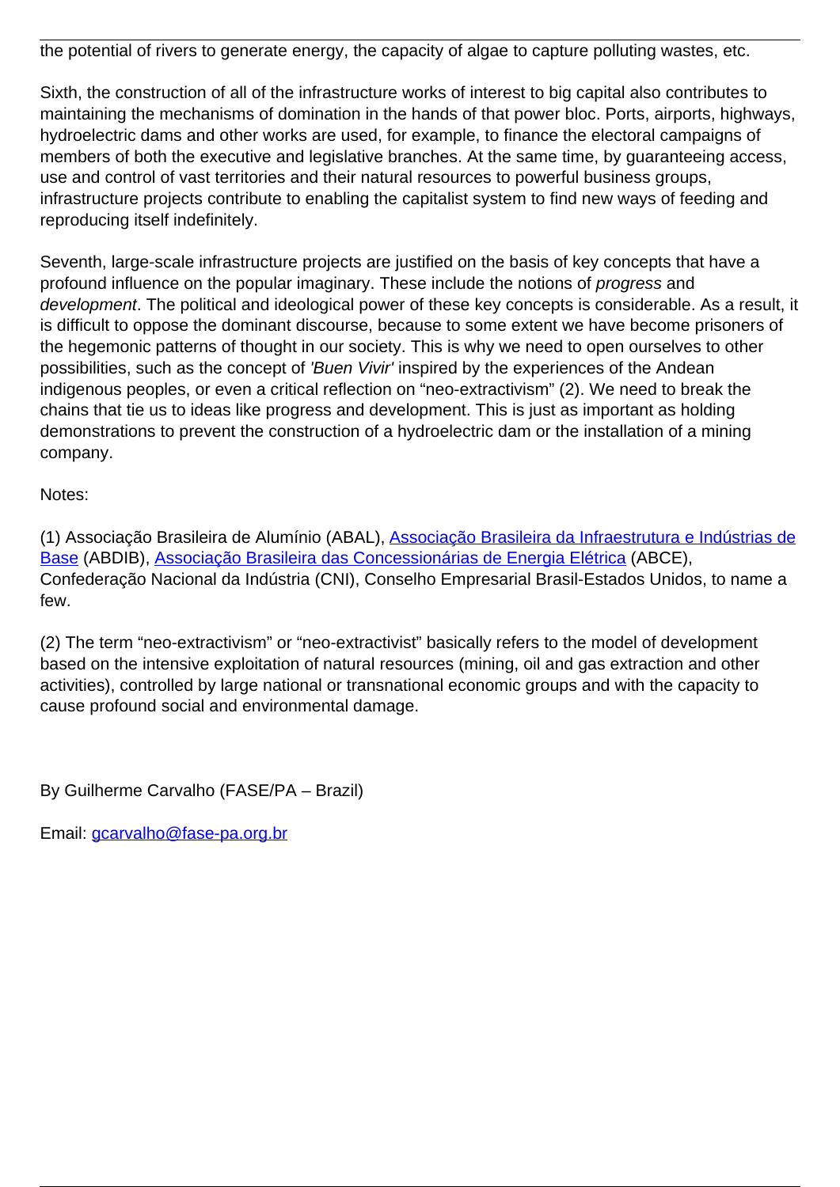the potential of rivers to generate energy, the capacity of algae to capture polluting wastes, etc.

Sixth, the construction of all of the infrastructure works of interest to big capital also contributes to maintaining the mechanisms of domination in the hands of that power bloc. Ports, airports, highways, hydroelectric dams and other works are used, for example, to finance the electoral campaigns of members of both the executive and legislative branches. At the same time, by guaranteeing access, use and control of vast territories and their natural resources to powerful business groups, infrastructure projects contribute to enabling the capitalist system to find new ways of feeding and reproducing itself indefinitely.

Seventh, large-scale infrastructure projects are justified on the basis of key concepts that have a profound influence on the popular imaginary. These include the notions of *progress* and *development*. The political and ideological power of these key concepts is considerable. As a result, it is difficult to oppose the dominant discourse, because to some extent we have become prisoners of the hegemonic patterns of thought in our society. This is why we need to open ourselves to other possibilities, such as the concept of *'Buen Vivir'* inspired by the experiences of the Andean indigenous peoples, or even a critical reflection on "neo-extractivism" (2). We need to break the chains that tie us to ideas like progress and development. This is just as important as holding demonstrations to prevent the construction of a hydroelectric dam or the installation of a mining company.

Notes:

(1) Associação Brasileira de Alumínio (ABAL), Associação Brasileira da Infraestrutura e Indústrias de Base (ABDIB), Associação Brasileira das Concessionárias de Energia Elétrica (ABCE), Confederação Nacional da Indústria (CNI), Conselho Empresarial Brasil-Estados Unidos, to name a few.

(2) The term "neo-extractivism" or "neo-extractivist" basically refers to the model of development based on the intensive exploitation of natural resources (mining, oil and gas extraction and other activities), controlled by large national or transnational economic groups and with the capacity to cause profound social and environmental damage.

By Guilherme Carvalho (FASE/PA – Brazil)

Email: gcarvalho@fase-pa.org.br